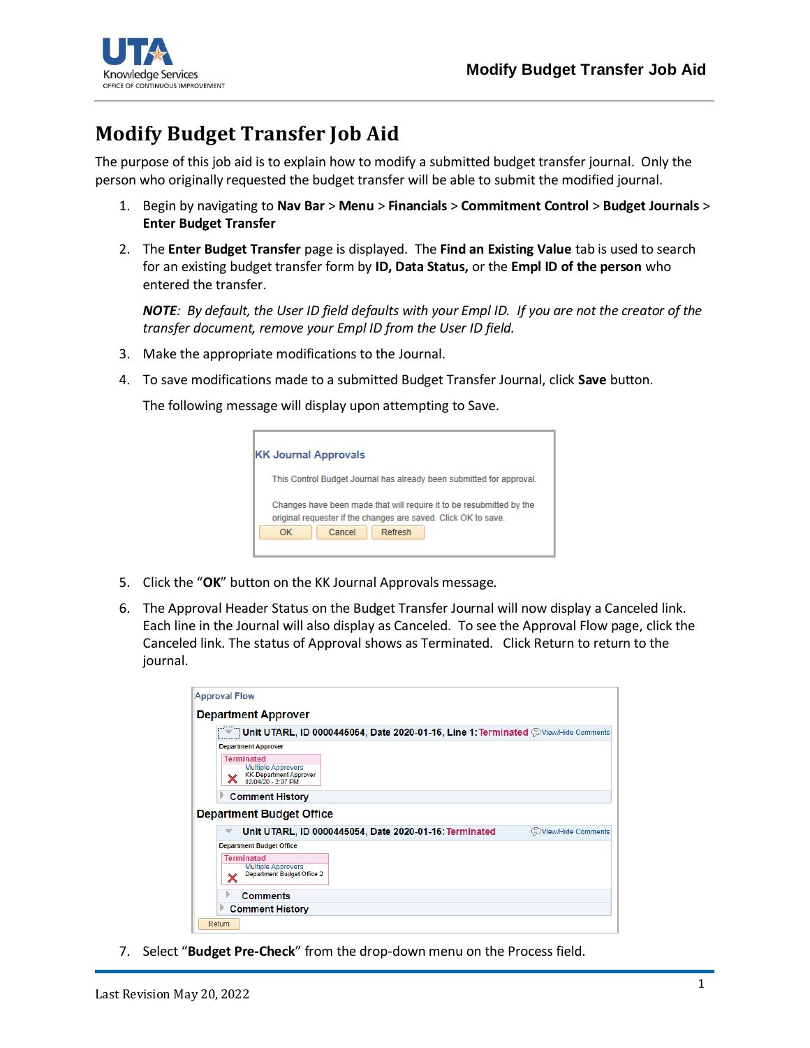# Modify Budget Transfer Job Aid

The purpose of this job aid is to explain how to modify a submitted budget transfer journal. Only the person who originally requested the budget transfer will be able to submit the modified journal.

1. Begin by navigating to **Nav Bar** > **Menu** > **Financials** > **Commitment Control** > **Budget Journals** > **Enter Budget Transfer**

2. The **Enter Budget Transfer** page is displayed. The **Find an Existing Value** tab is used to search for an existing budget transfer form by **ID, Data Status,** or the **Empl ID of the person** who entered the transfer.

   ***NOTE****: By default, the User ID field defaults with your Empl ID. If you are not the creator of the transfer document, remove your Empl ID from the User ID field.*

3. Make the appropriate modifications to the Journal.

4. To save modifications made to a submitted Budget Transfer Journal, click **Save** button.

   The following message will display upon attempting to Save.

   KK Journal Approvals

   This Control Budget Journal has already been submitted for approval.

   Changes have been made that will require it to be resubmitted by the original requester if the changes are saved. Click OK to save.

   OK | Cancel | Refresh

5. Click the "**OK**" button on the KK Journal Approvals message.

6. The Approval Header Status on the Budget Transfer Journal will now display a Canceled link. Each line in the Journal will also display as Canceled. To see the Approval Flow page, click the Canceled link. The status of Approval shows as Terminated. Click Return to return to the journal.

   Approval Flow

   **Department Approver**

   Unit UTARL, ID 0000445054, Date 2020-01-16, Line 1: Terminated — View/Hide Comments

   Department Approver

   Terminated — Multiple Approvers — KK Department Approver — 02/04/20 - 2:07 PM

   Comment History

   **Department Budget Office**

   Unit UTARL, ID 0000445054, Date 2020-01-16: Terminated — View/Hide Comments

   Department Budget Office

   Terminated — Multiple Approvers — Department Budget Office 2

   Comments

   Comment History

   Return

7. Select "**Budget Pre-Check**" from the drop-down menu on the Process field.

Last Revision May 20, 2022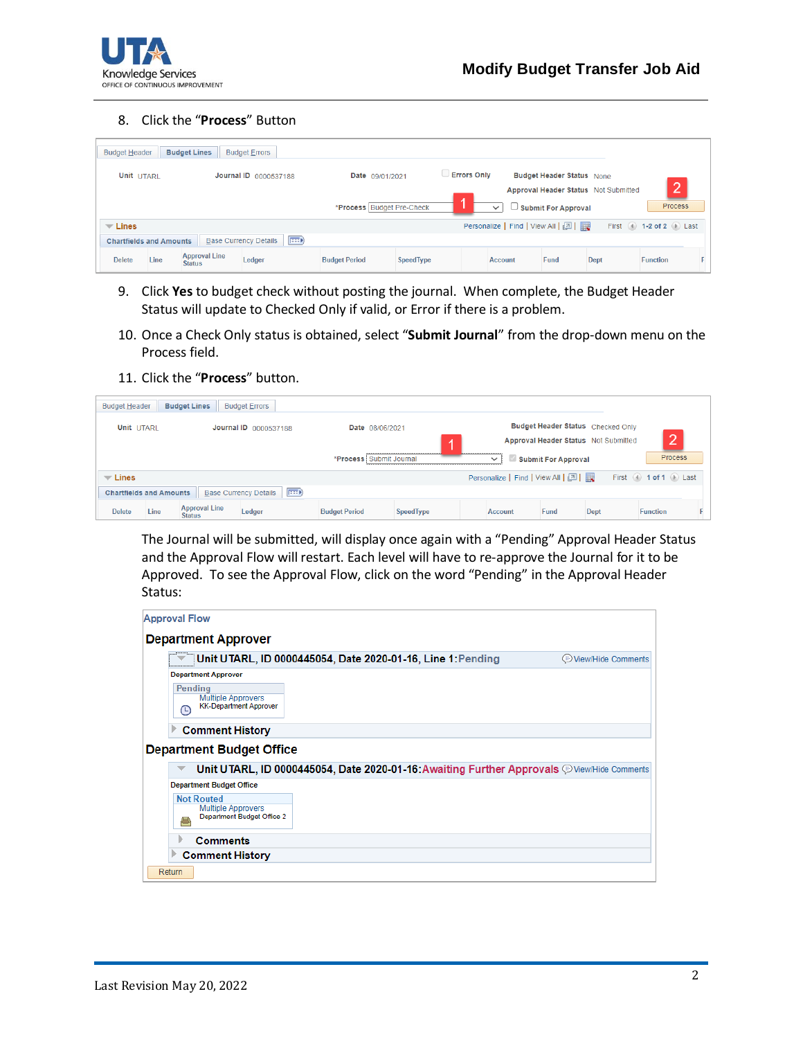8. Click the "**Process**" Button

9. Click **Yes** to budget check without posting the journal. When complete, the Budget Header Status will update to Checked Only if valid, or Error if there is a problem.

10. Once a Check Only status is obtained, select "**Submit Journal**" from the drop-down menu on the Process field.

11. Click the "**Process**" button.

The Journal will be submitted, will display once again with a "Pending" Approval Header Status and the Approval Flow will restart. Each level will have to re-approve the Journal for it to be Approved. To see the Approval Flow, click on the word "Pending" in the Approval Header Status: